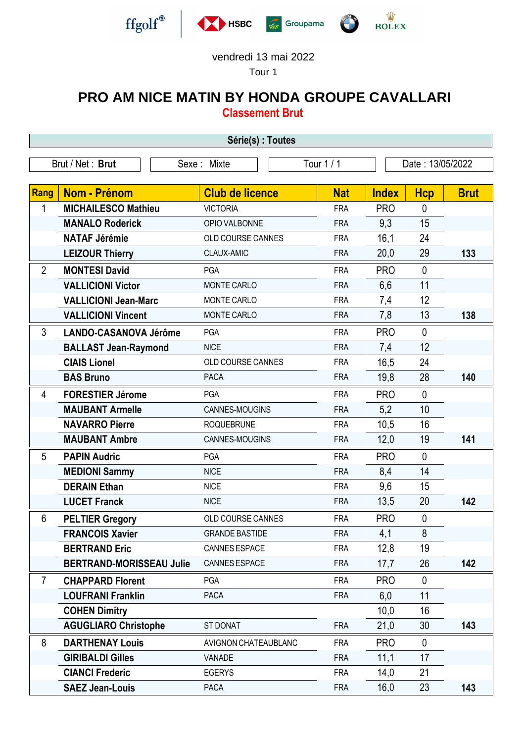ffgolf® HSBC Groupama ROLEX

vendredi 13 mai 2022

Tour 1

# PRO AM NICE MATIN BY HONDA GROUPE CAVALLARI

## Classement Brut

**Série(s) : Toutes**

| Brut / Net : **Brut** | Sexe : Mixte | Tour 1 / 1 | Date : 13/05/2022 |
|---|---|---|---|

| Rang | Nom - Prénom | Club de licence | Nat | Index | Hcp | Brut |
|---|---|---|---|---|---|---|
| 1 | **MICHAILESCO Mathieu** | VICTORIA | FRA | PRO | 0 | |
| | **MANALO Roderick** | OPIO VALBONNE | FRA | 9,3 | 15 | |
| | **NATAF Jérémie** | OLD COURSE CANNES | FRA | 16,1 | 24 | |
| | **LEIZOUR Thierry** | CLAUX-AMIC | FRA | 20,0 | 29 | **133** |
| 2 | **MONTESI David** | PGA | FRA | PRO | 0 | |
| | **VALLICIONI Victor** | MONTE CARLO | FRA | 6,6 | 11 | |
| | **VALLICIONI Jean-Marc** | MONTE CARLO | FRA | 7,4 | 12 | |
| | **VALLICIONI Vincent** | MONTE CARLO | FRA | 7,8 | 13 | **138** |
| 3 | **LANDO-CASANOVA Jérôme** | PGA | FRA | PRO | 0 | |
| | **BALLAST Jean-Raymond** | NICE | FRA | 7,4 | 12 | |
| | **CIAIS Lionel** | OLD COURSE CANNES | FRA | 16,5 | 24 | |
| | **BAS Bruno** | PACA | FRA | 19,8 | 28 | **140** |
| 4 | **FORESTIER Jérome** | PGA | FRA | PRO | 0 | |
| | **MAUBANT Armelle** | CANNES-MOUGINS | FRA | 5,2 | 10 | |
| | **NAVARRO Pierre** | ROQUEBRUNE | FRA | 10,5 | 16 | |
| | **MAUBANT Ambre** | CANNES-MOUGINS | FRA | 12,0 | 19 | **141** |
| 5 | **PAPIN Audric** | PGA | FRA | PRO | 0 | |
| | **MEDIONI Sammy** | NICE | FRA | 8,4 | 14 | |
| | **DERAIN Ethan** | NICE | FRA | 9,6 | 15 | |
| | **LUCET Franck** | NICE | FRA | 13,5 | 20 | **142** |
| 6 | **PELTIER Gregory** | OLD COURSE CANNES | FRA | PRO | 0 | |
| | **FRANCOIS Xavier** | GRANDE BASTIDE | FRA | 4,1 | 8 | |
| | **BERTRAND Eric** | CANNES ESPACE | FRA | 12,8 | 19 | |
| | **BERTRAND-MORISSEAU Julie** | CANNES ESPACE | FRA | 17,7 | 26 | **142** |
| 7 | **CHAPPARD Florent** | PGA | FRA | PRO | 0 | |
| | **LOUFRANI Franklin** | PACA | FRA | 6,0 | 11 | |
| | **COHEN Dimitry** | | | 10,0 | 16 | |
| | **AGUGLIARO Christophe** | ST DONAT | FRA | 21,0 | 30 | **143** |
| 8 | **DARTHENAY Louis** | AVIGNON CHATEAUBLANC | FRA | PRO | 0 | |
| | **GIRIBALDI Gilles** | VANADE | FRA | 11,1 | 17 | |
| | **CIANCI Frederic** | EGERYS | FRA | 14,0 | 21 | |
| | **SAEZ Jean-Louis** | PACA | FRA | 16,0 | 23 | **143** |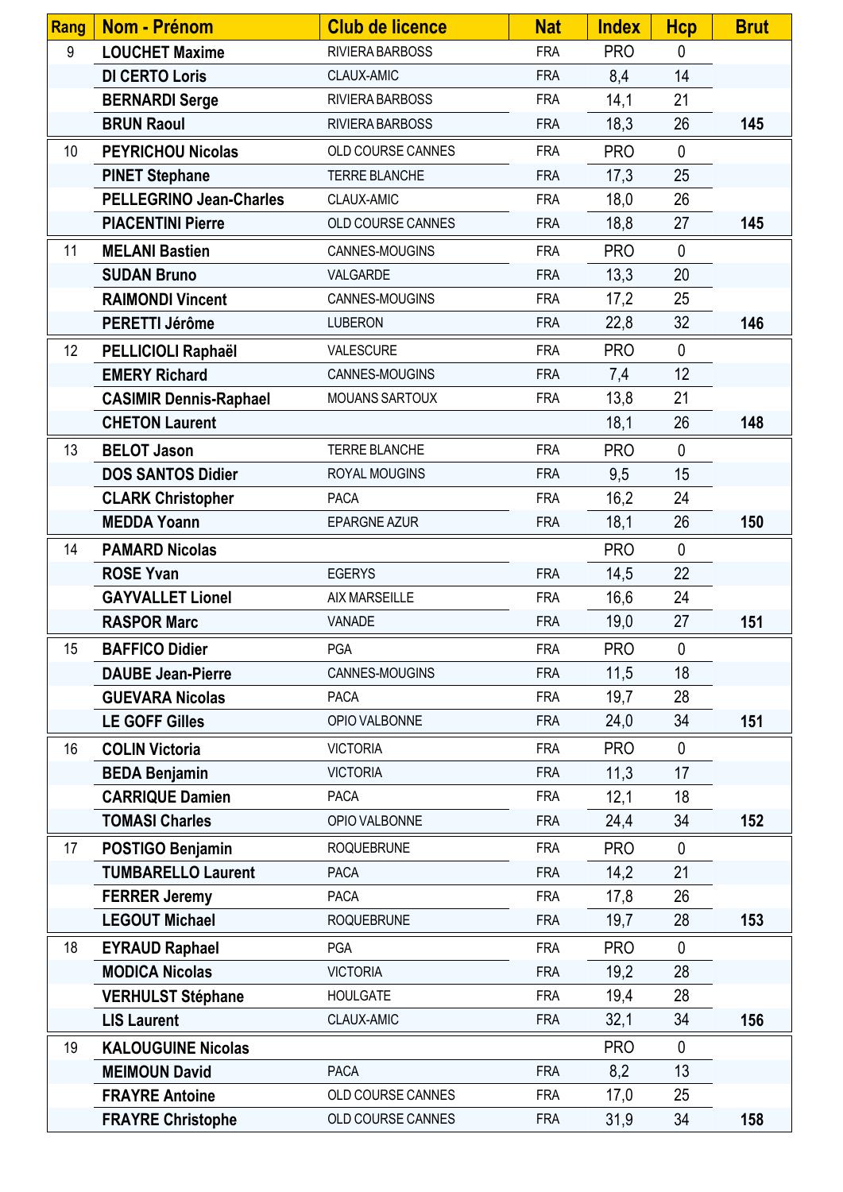| Rang | Nom - Prénom | Club de licence | Nat | Index | Hcp | Brut |
|---|---|---|---|---|---|---|
| 9 | **LOUCHET Maxime** | RIVIERA BARBOSS | FRA | PRO | 0 | |
| | **DI CERTO Loris** | CLAUX-AMIC | FRA | 8,4 | 14 | |
| | **BERNARDI Serge** | RIVIERA BARBOSS | FRA | 14,1 | 21 | |
| | **BRUN Raoul** | RIVIERA BARBOSS | FRA | 18,3 | 26 | **145** |
| 10 | **PEYRICHOU Nicolas** | OLD COURSE CANNES | FRA | PRO | 0 | |
| | **PINET Stephane** | TERRE BLANCHE | FRA | 17,3 | 25 | |
| | **PELLEGRINO Jean-Charles** | CLAUX-AMIC | FRA | 18,0 | 26 | |
| | **PIACENTINI Pierre** | OLD COURSE CANNES | FRA | 18,8 | 27 | **145** |
| 11 | **MELANI Bastien** | CANNES-MOUGINS | FRA | PRO | 0 | |
| | **SUDAN Bruno** | VALGARDE | FRA | 13,3 | 20 | |
| | **RAIMONDI Vincent** | CANNES-MOUGINS | FRA | 17,2 | 25 | |
| | **PERETTI Jérôme** | LUBERON | FRA | 22,8 | 32 | **146** |
| 12 | **PELLICIOLI Raphaël** | VALESCURE | FRA | PRO | 0 | |
| | **EMERY Richard** | CANNES-MOUGINS | FRA | 7,4 | 12 | |
| | **CASIMIR Dennis-Raphael** | MOUANS SARTOUX | FRA | 13,8 | 21 | |
| | **CHETON Laurent** | | | 18,1 | 26 | **148** |
| 13 | **BELOT Jason** | TERRE BLANCHE | FRA | PRO | 0 | |
| | **DOS SANTOS Didier** | ROYAL MOUGINS | FRA | 9,5 | 15 | |
| | **CLARK Christopher** | PACA | FRA | 16,2 | 24 | |
| | **MEDDA Yoann** | EPARGNE AZUR | FRA | 18,1 | 26 | **150** |
| 14 | **PAMARD Nicolas** | | | PRO | 0 | |
| | **ROSE Yvan** | EGERYS | FRA | 14,5 | 22 | |
| | **GAYVALLET Lionel** | AIX MARSEILLE | FRA | 16,6 | 24 | |
| | **RASPOR Marc** | VANADE | FRA | 19,0 | 27 | **151** |
| 15 | **BAFFICO Didier** | PGA | FRA | PRO | 0 | |
| | **DAUBE Jean-Pierre** | CANNES-MOUGINS | FRA | 11,5 | 18 | |
| | **GUEVARA Nicolas** | PACA | FRA | 19,7 | 28 | |
| | **LE GOFF Gilles** | OPIO VALBONNE | FRA | 24,0 | 34 | **151** |
| 16 | **COLIN Victoria** | VICTORIA | FRA | PRO | 0 | |
| | **BEDA Benjamin** | VICTORIA | FRA | 11,3 | 17 | |
| | **CARRIQUE Damien** | PACA | FRA | 12,1 | 18 | |
| | **TOMASI Charles** | OPIO VALBONNE | FRA | 24,4 | 34 | **152** |
| 17 | **POSTIGO Benjamin** | ROQUEBRUNE | FRA | PRO | 0 | |
| | **TUMBARELLO Laurent** | PACA | FRA | 14,2 | 21 | |
| | **FERRER Jeremy** | PACA | FRA | 17,8 | 26 | |
| | **LEGOUT Michael** | ROQUEBRUNE | FRA | 19,7 | 28 | **153** |
| 18 | **EYRAUD Raphael** | PGA | FRA | PRO | 0 | |
| | **MODICA Nicolas** | VICTORIA | FRA | 19,2 | 28 | |
| | **VERHULST Stéphane** | HOULGATE | FRA | 19,4 | 28 | |
| | **LIS Laurent** | CLAUX-AMIC | FRA | 32,1 | 34 | **156** |
| 19 | **KALOUGUINE Nicolas** | | | PRO | 0 | |
| | **MEIMOUN David** | PACA | FRA | 8,2 | 13 | |
| | **FRAYRE Antoine** | OLD COURSE CANNES | FRA | 17,0 | 25 | |
| | **FRAYRE Christophe** | OLD COURSE CANNES | FRA | 31,9 | 34 | **158** |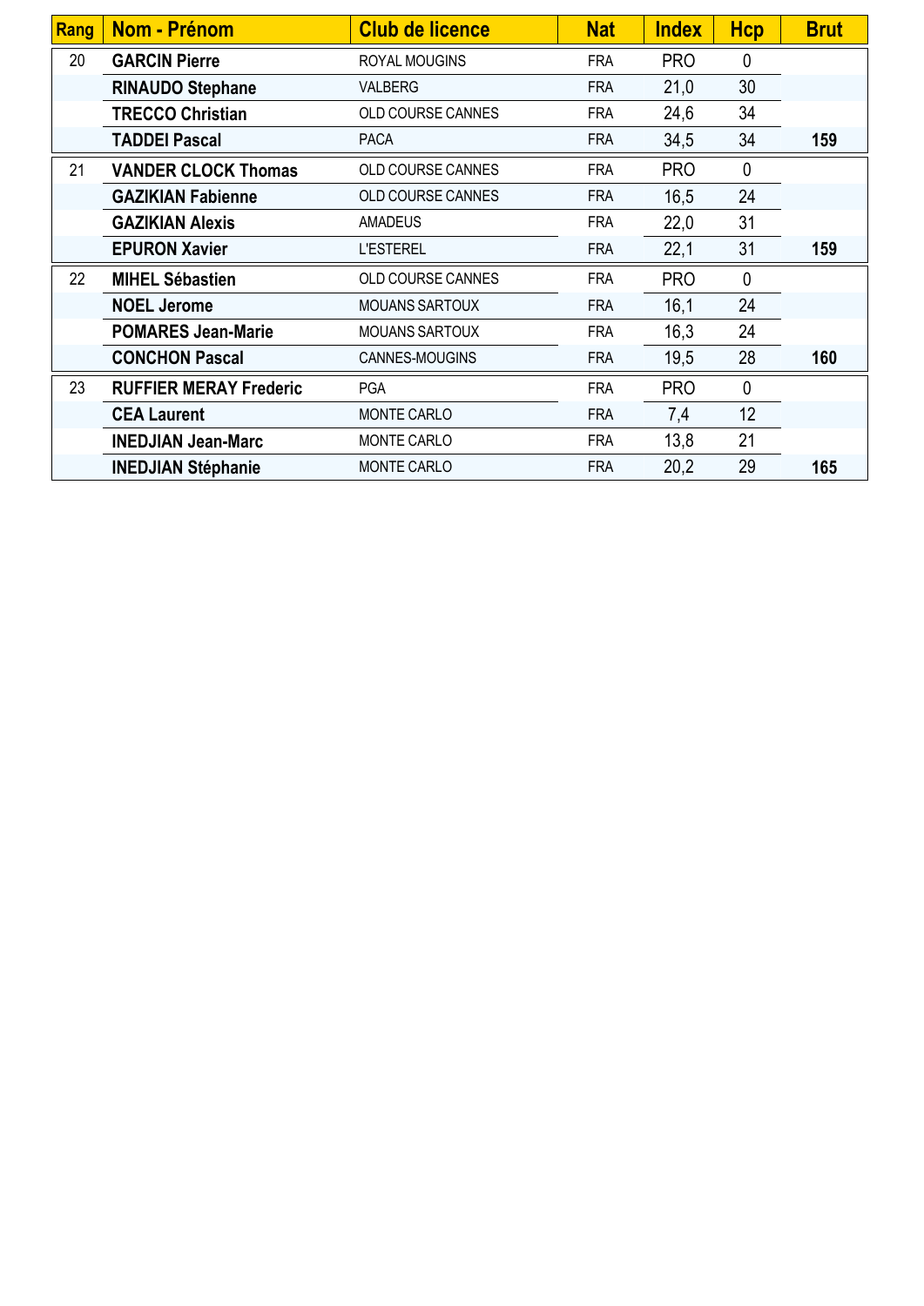| Rang | Nom - Prénom | Club de licence | Nat | Index | Hcp | Brut |
|---|---|---|---|---|---|---|
| 20 | **GARCIN Pierre** | ROYAL MOUGINS | FRA | PRO | 0 | |
| | **RINAUDO Stephane** | VALBERG | FRA | 21,0 | 30 | |
| | **TRECCO Christian** | OLD COURSE CANNES | FRA | 24,6 | 34 | |
| | **TADDEI Pascal** | PACA | FRA | 34,5 | 34 | **159** |
| 21 | **VANDER CLOCK Thomas** | OLD COURSE CANNES | FRA | PRO | 0 | |
| | **GAZIKIAN Fabienne** | OLD COURSE CANNES | FRA | 16,5 | 24 | |
| | **GAZIKIAN Alexis** | AMADEUS | FRA | 22,0 | 31 | |
| | **EPURON Xavier** | L'ESTEREL | FRA | 22,1 | 31 | **159** |
| 22 | **MIHEL Sébastien** | OLD COURSE CANNES | FRA | PRO | 0 | |
| | **NOEL Jerome** | MOUANS SARTOUX | FRA | 16,1 | 24 | |
| | **POMARES Jean-Marie** | MOUANS SARTOUX | FRA | 16,3 | 24 | |
| | **CONCHON Pascal** | CANNES-MOUGINS | FRA | 19,5 | 28 | **160** |
| 23 | **RUFFIER MERAY Frederic** | PGA | FRA | PRO | 0 | |
| | **CEA Laurent** | MONTE CARLO | FRA | 7,4 | 12 | |
| | **INEDJIAN Jean-Marc** | MONTE CARLO | FRA | 13,8 | 21 | |
| | **INEDJIAN Stéphanie** | MONTE CARLO | FRA | 20,2 | 29 | **165** |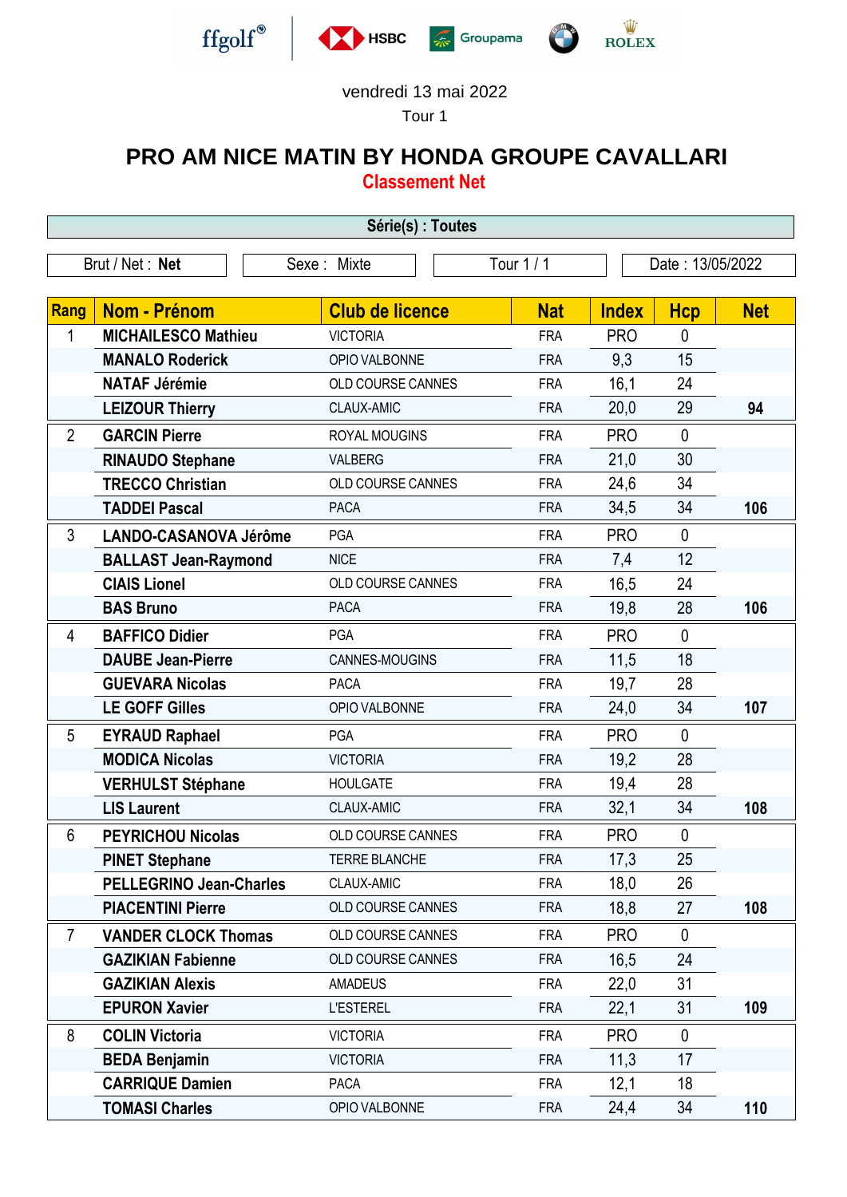vendredi 13 mai 2022

Tour 1

# PRO AM NICE MATIN BY HONDA GROUPE CAVALLARI

## Classement Net

**Série(s) : Toutes**

| Brut / Net : **Net** | Sexe : Mixte | Tour 1 / 1 | Date : 13/05/2022 |
|---|---|---|---|

| Rang | Nom - Prénom | Club de licence | Nat | Index | Hcp | Net |
|---|---|---|---|---|---|---|
| 1 | **MICHAILESCO Mathieu** | VICTORIA | FRA | PRO | 0 | |
| | **MANALO Roderick** | OPIO VALBONNE | FRA | 9,3 | 15 | |
| | **NATAF Jérémie** | OLD COURSE CANNES | FRA | 16,1 | 24 | |
| | **LEIZOUR Thierry** | CLAUX-AMIC | FRA | 20,0 | 29 | **94** |
| 2 | **GARCIN Pierre** | ROYAL MOUGINS | FRA | PRO | 0 | |
| | **RINAUDO Stephane** | VALBERG | FRA | 21,0 | 30 | |
| | **TRECCO Christian** | OLD COURSE CANNES | FRA | 24,6 | 34 | |
| | **TADDEI Pascal** | PACA | FRA | 34,5 | 34 | **106** |
| 3 | **LANDO-CASANOVA Jérôme** | PGA | FRA | PRO | 0 | |
| | **BALLAST Jean-Raymond** | NICE | FRA | 7,4 | 12 | |
| | **CIAIS Lionel** | OLD COURSE CANNES | FRA | 16,5 | 24 | |
| | **BAS Bruno** | PACA | FRA | 19,8 | 28 | **106** |
| 4 | **BAFFICO Didier** | PGA | FRA | PRO | 0 | |
| | **DAUBE Jean-Pierre** | CANNES-MOUGINS | FRA | 11,5 | 18 | |
| | **GUEVARA Nicolas** | PACA | FRA | 19,7 | 28 | |
| | **LE GOFF Gilles** | OPIO VALBONNE | FRA | 24,0 | 34 | **107** |
| 5 | **EYRAUD Raphael** | PGA | FRA | PRO | 0 | |
| | **MODICA Nicolas** | VICTORIA | FRA | 19,2 | 28 | |
| | **VERHULST Stéphane** | HOULGATE | FRA | 19,4 | 28 | |
| | **LIS Laurent** | CLAUX-AMIC | FRA | 32,1 | 34 | **108** |
| 6 | **PEYRICHOU Nicolas** | OLD COURSE CANNES | FRA | PRO | 0 | |
| | **PINET Stephane** | TERRE BLANCHE | FRA | 17,3 | 25 | |
| | **PELLEGRINO Jean-Charles** | CLAUX-AMIC | FRA | 18,0 | 26 | |
| | **PIACENTINI Pierre** | OLD COURSE CANNES | FRA | 18,8 | 27 | **108** |
| 7 | **VANDER CLOCK Thomas** | OLD COURSE CANNES | FRA | PRO | 0 | |
| | **GAZIKIAN Fabienne** | OLD COURSE CANNES | FRA | 16,5 | 24 | |
| | **GAZIKIAN Alexis** | AMADEUS | FRA | 22,0 | 31 | |
| | **EPURON Xavier** | L'ESTEREL | FRA | 22,1 | 31 | **109** |
| 8 | **COLIN Victoria** | VICTORIA | FRA | PRO | 0 | |
| | **BEDA Benjamin** | VICTORIA | FRA | 11,3 | 17 | |
| | **CARRIQUE Damien** | PACA | FRA | 12,1 | 18 | |
| | **TOMASI Charles** | OPIO VALBONNE | FRA | 24,4 | 34 | **110** |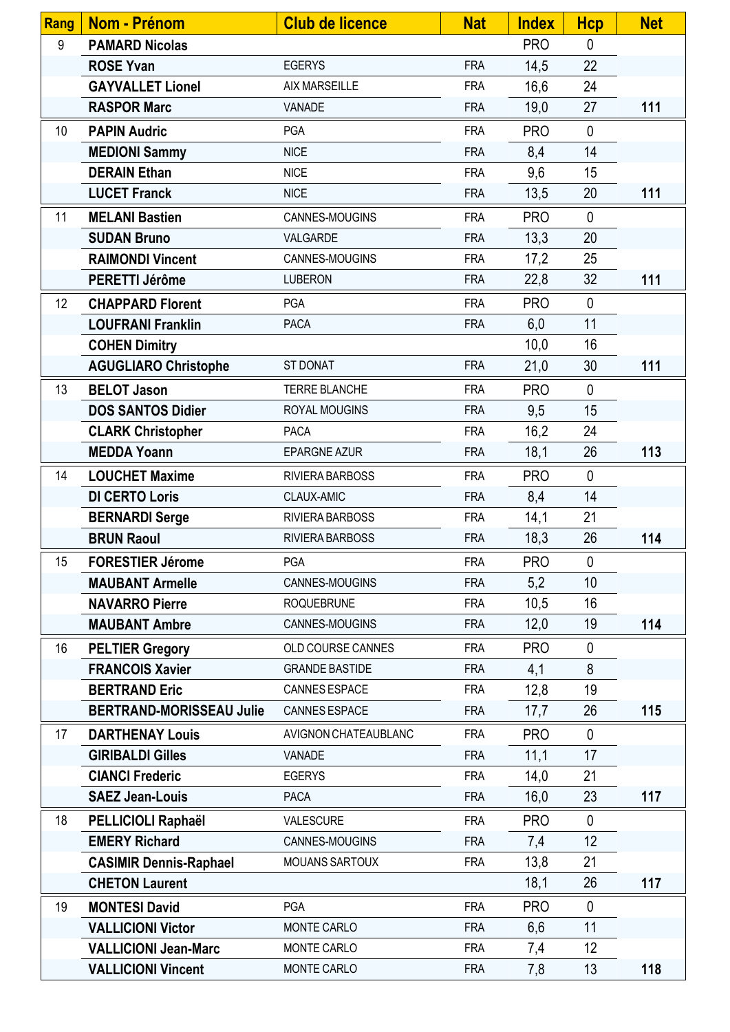| Rang | Nom - Prénom | Club de licence | Nat | Index | Hcp | Net |
|---|---|---|---|---|---|---|
| 9 | PAMARD Nicolas | | | PRO | 0 | |
| | ROSE Yvan | EGERYS | FRA | 14,5 | 22 | |
| | GAYVALLET Lionel | AIX MARSEILLE | FRA | 16,6 | 24 | |
| | RASPOR Marc | VANADE | FRA | 19,0 | 27 | 111 |
| 10 | PAPIN Audric | PGA | FRA | PRO | 0 | |
| | MEDIONI Sammy | NICE | FRA | 8,4 | 14 | |
| | DERAIN Ethan | NICE | FRA | 9,6 | 15 | |
| | LUCET Franck | NICE | FRA | 13,5 | 20 | 111 |
| 11 | MELANI Bastien | CANNES-MOUGINS | FRA | PRO | 0 | |
| | SUDAN Bruno | VALGARDE | FRA | 13,3 | 20 | |
| | RAIMONDI Vincent | CANNES-MOUGINS | FRA | 17,2 | 25 | |
| | PERETTI Jérôme | LUBERON | FRA | 22,8 | 32 | 111 |
| 12 | CHAPPARD Florent | PGA | FRA | PRO | 0 | |
| | LOUFRANI Franklin | PACA | FRA | 6,0 | 11 | |
| | COHEN Dimitry | | | 10,0 | 16 | |
| | AGUGLIARO Christophe | ST DONAT | FRA | 21,0 | 30 | 111 |
| 13 | BELOT Jason | TERRE BLANCHE | FRA | PRO | 0 | |
| | DOS SANTOS Didier | ROYAL MOUGINS | FRA | 9,5 | 15 | |
| | CLARK Christopher | PACA | FRA | 16,2 | 24 | |
| | MEDDA Yoann | EPARGNE AZUR | FRA | 18,1 | 26 | 113 |
| 14 | LOUCHET Maxime | RIVIERA BARBOSS | FRA | PRO | 0 | |
| | DI CERTO Loris | CLAUX-AMIC | FRA | 8,4 | 14 | |
| | BERNARDI Serge | RIVIERA BARBOSS | FRA | 14,1 | 21 | |
| | BRUN Raoul | RIVIERA BARBOSS | FRA | 18,3 | 26 | 114 |
| 15 | FORESTIER Jérome | PGA | FRA | PRO | 0 | |
| | MAUBANT Armelle | CANNES-MOUGINS | FRA | 5,2 | 10 | |
| | NAVARRO Pierre | ROQUEBRUNE | FRA | 10,5 | 16 | |
| | MAUBANT Ambre | CANNES-MOUGINS | FRA | 12,0 | 19 | 114 |
| 16 | PELTIER Gregory | OLD COURSE CANNES | FRA | PRO | 0 | |
| | FRANCOIS Xavier | GRANDE BASTIDE | FRA | 4,1 | 8 | |
| | BERTRAND Eric | CANNES ESPACE | FRA | 12,8 | 19 | |
| | BERTRAND-MORISSEAU Julie | CANNES ESPACE | FRA | 17,7 | 26 | 115 |
| 17 | DARTHENAY Louis | AVIGNON CHATEAUBLANC | FRA | PRO | 0 | |
| | GIRIBALDI Gilles | VANADE | FRA | 11,1 | 17 | |
| | CIANCI Frederic | EGERYS | FRA | 14,0 | 21 | |
| | SAEZ Jean-Louis | PACA | FRA | 16,0 | 23 | 117 |
| 18 | PELLICIOLI Raphaël | VALESCURE | FRA | PRO | 0 | |
| | EMERY Richard | CANNES-MOUGINS | FRA | 7,4 | 12 | |
| | CASIMIR Dennis-Raphael | MOUANS SARTOUX | FRA | 13,8 | 21 | |
| | CHETON Laurent | | | 18,1 | 26 | 117 |
| 19 | MONTESI David | PGA | FRA | PRO | 0 | |
| | VALLICIONI Victor | MONTE CARLO | FRA | 6,6 | 11 | |
| | VALLICIONI Jean-Marc | MONTE CARLO | FRA | 7,4 | 12 | |
| | VALLICIONI Vincent | MONTE CARLO | FRA | 7,8 | 13 | 118 |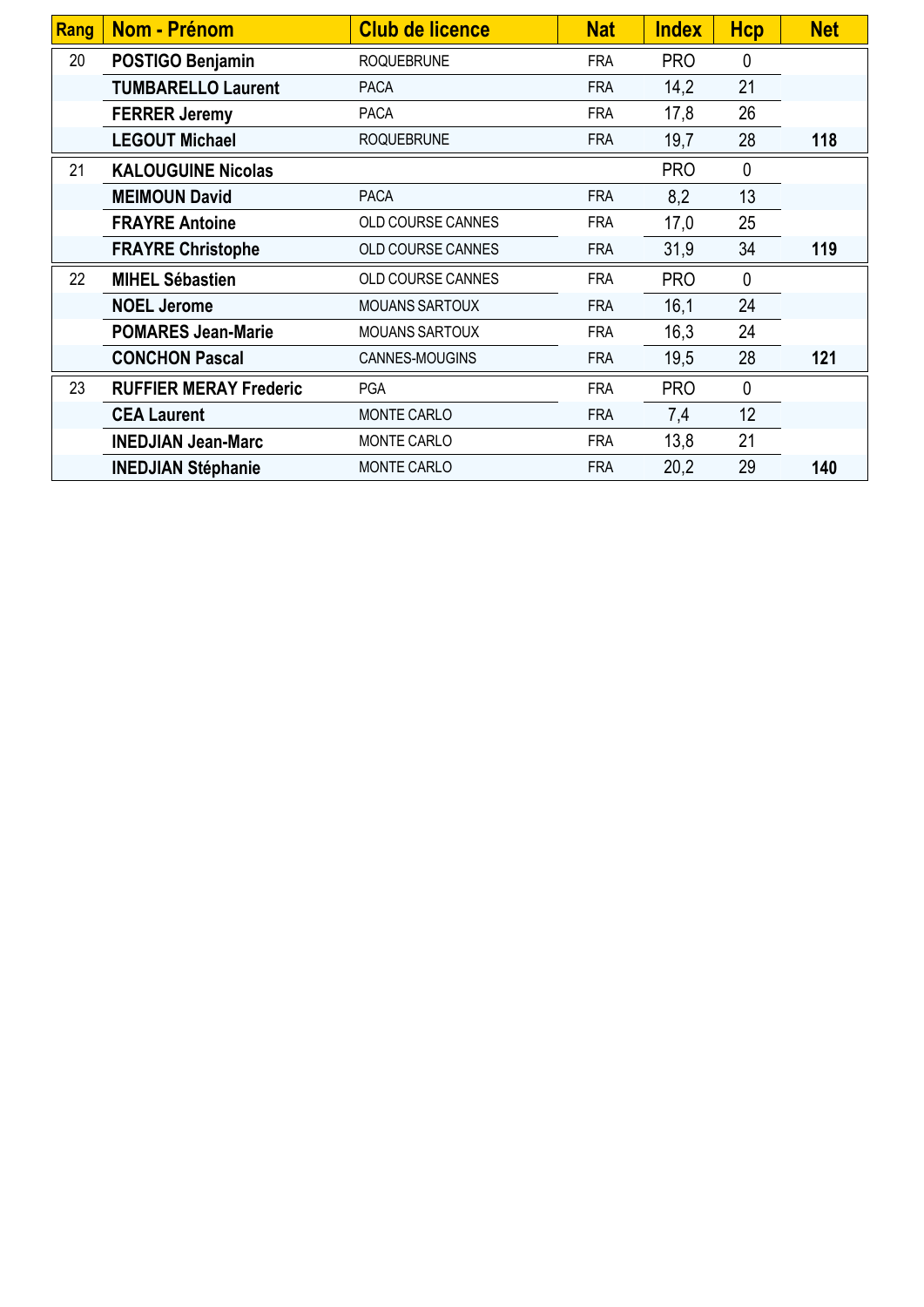| Rang | Nom - Prénom | Club de licence | Nat | Index | Hcp | Net |
|---|---|---|---|---|---|---|
| 20 | **POSTIGO Benjamin** | ROQUEBRUNE | FRA | PRO | 0 | |
| | **TUMBARELLO Laurent** | PACA | FRA | 14,2 | 21 | |
| | **FERRER Jeremy** | PACA | FRA | 17,8 | 26 | |
| | **LEGOUT Michael** | ROQUEBRUNE | FRA | 19,7 | 28 | **118** |
| 21 | **KALOUGUINE Nicolas** | | | PRO | 0 | |
| | **MEIMOUN David** | PACA | FRA | 8,2 | 13 | |
| | **FRAYRE Antoine** | OLD COURSE CANNES | FRA | 17,0 | 25 | |
| | **FRAYRE Christophe** | OLD COURSE CANNES | FRA | 31,9 | 34 | **119** |
| 22 | **MIHEL Sébastien** | OLD COURSE CANNES | FRA | PRO | 0 | |
| | **NOEL Jerome** | MOUANS SARTOUX | FRA | 16,1 | 24 | |
| | **POMARES Jean-Marie** | MOUANS SARTOUX | FRA | 16,3 | 24 | |
| | **CONCHON Pascal** | CANNES-MOUGINS | FRA | 19,5 | 28 | **121** |
| 23 | **RUFFIER MERAY Frederic** | PGA | FRA | PRO | 0 | |
| | **CEA Laurent** | MONTE CARLO | FRA | 7,4 | 12 | |
| | **INEDJIAN Jean-Marc** | MONTE CARLO | FRA | 13,8 | 21 | |
| | **INEDJIAN Stéphanie** | MONTE CARLO | FRA | 20,2 | 29 | **140** |